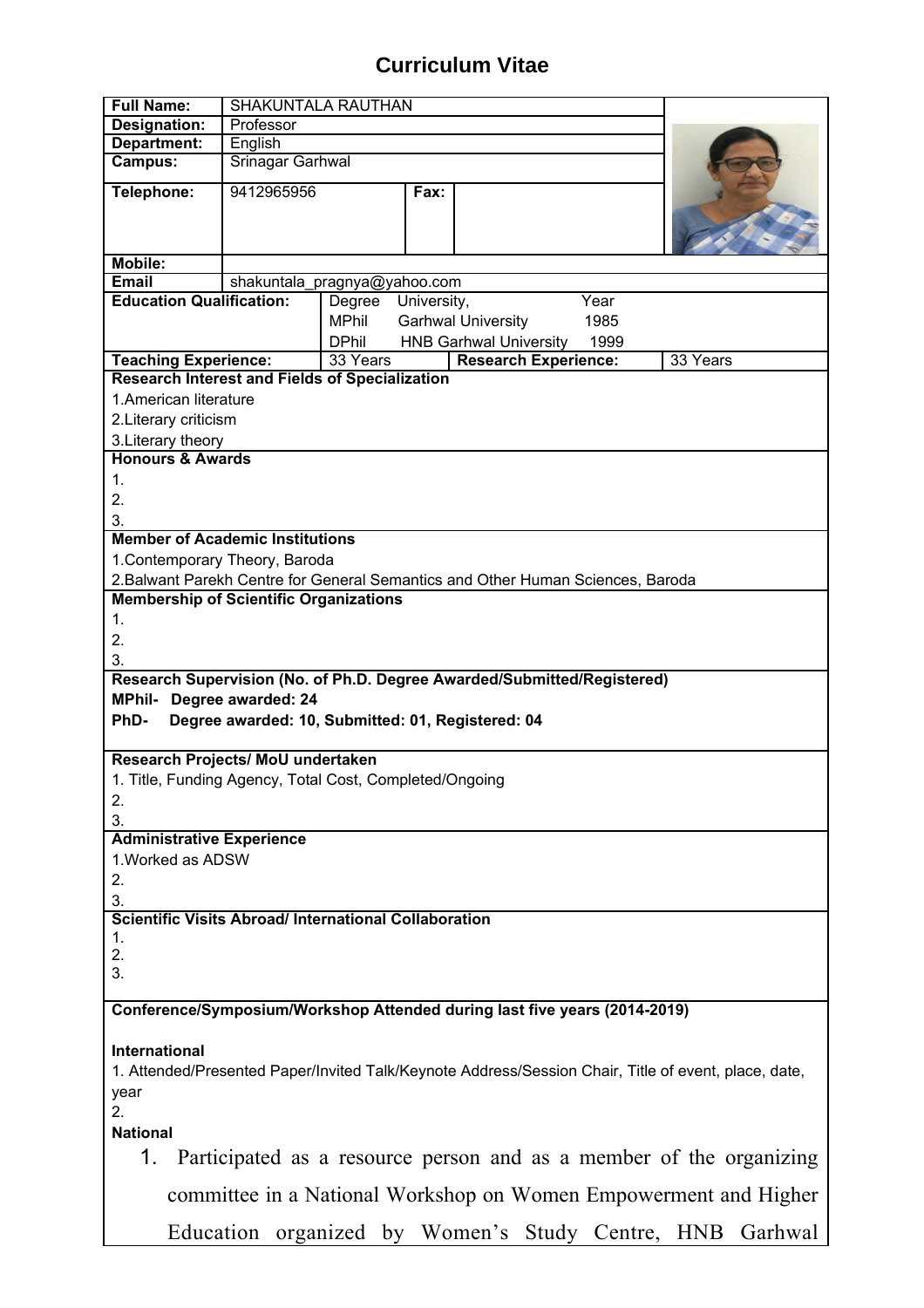# Curriculum Vitae

| | | | | |
|---|---|---|---|---|
| **Full Name:** | SHAKUNTALA RAUTHAN | | | |
| **Designation:** | Professor | | | |
| **Department:** | English | | | |
| **Campus:** | Srinagar Garhwal | | | |
| **Telephone:** | 9412965956 | **Fax:** | | |
| **Mobile:** | | | | |
| **Email** | shakuntala_pragnya@yahoo.com | | | |

**Education Qualification:**

| Degree | University, | Year |
|---|---|---|
| MPhil | Garhwal University | 1985 |
| DPhil | HNB Garhwal University | 1999 |

| | | | |
|---|---|---|---|
| **Teaching Experience:** | 33 Years | **Research Experience:** | 33 Years |

**Research Interest and Fields of Specialization**

1.American literature
2.Literary criticism
3.Literary theory

**Honours & Awards**

1.
2.
3.

**Member of Academic Institutions**

1.Contemporary Theory, Baroda
2.Balwant Parekh Centre for General Semantics and Other Human Sciences, Baroda

**Membership of Scientific Organizations**

1.
2.
3.

**Research Supervision (No. of Ph.D. Degree Awarded/Submitted/Registered)**

**MPhil- Degree awarded: 24**
**PhD- Degree awarded: 10, Submitted: 01, Registered: 04**

**Research Projects/ MoU undertaken**

1. Title, Funding Agency, Total Cost, Completed/Ongoing
2.
3.

**Administrative Experience**

1.Worked as ADSW
2.
3.

**Scientific Visits Abroad/ International Collaboration**

1.
2.
3.

**Conference/Symposium/Workshop Attended during last five years (2014-2019)**

**International**

1. Attended/Presented Paper/Invited Talk/Keynote Address/Session Chair, Title of event, place, date, year
2.

**National**

1. Participated as a resource person and as a member of the organizing committee in a National Workshop on Women Empowerment and Higher Education organized by Women's Study Centre, HNB Garhwal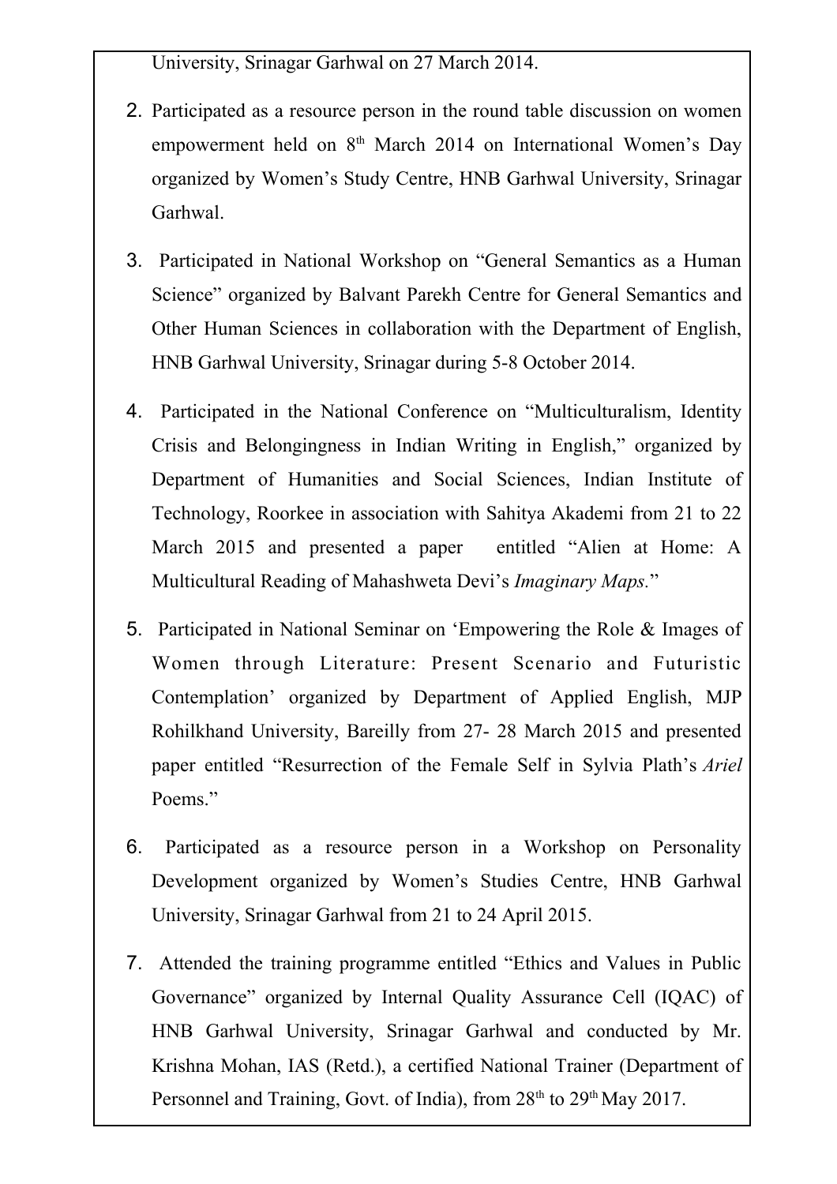University, Srinagar Garhwal on 27 March 2014.

2. Participated as a resource person in the round table discussion on women empowerment held on 8th March 2014 on International Women's Day organized by Women's Study Centre, HNB Garhwal University, Srinagar Garhwal.

3. Participated in National Workshop on "General Semantics as a Human Science" organized by Balvant Parekh Centre for General Semantics and Other Human Sciences in collaboration with the Department of English, HNB Garhwal University, Srinagar during 5-8 October 2014.

4. Participated in the National Conference on "Multiculturalism, Identity Crisis and Belongingness in Indian Writing in English," organized by Department of Humanities and Social Sciences, Indian Institute of Technology, Roorkee in association with Sahitya Akademi from 21 to 22 March 2015 and presented a paper entitled "Alien at Home: A Multicultural Reading of Mahashweta Devi's *Imaginary Maps.*"

5. Participated in National Seminar on 'Empowering the Role & Images of Women through Literature: Present Scenario and Futuristic Contemplation' organized by Department of Applied English, MJP Rohilkhand University, Bareilly from 27- 28 March 2015 and presented paper entitled "Resurrection of the Female Self in Sylvia Plath's *Ariel* Poems."

6. Participated as a resource person in a Workshop on Personality Development organized by Women's Studies Centre, HNB Garhwal University, Srinagar Garhwal from 21 to 24 April 2015.

7. Attended the training programme entitled "Ethics and Values in Public Governance" organized by Internal Quality Assurance Cell (IQAC) of HNB Garhwal University, Srinagar Garhwal and conducted by Mr. Krishna Mohan, IAS (Retd.), a certified National Trainer (Department of Personnel and Training, Govt. of India), from 28th to 29th May 2017.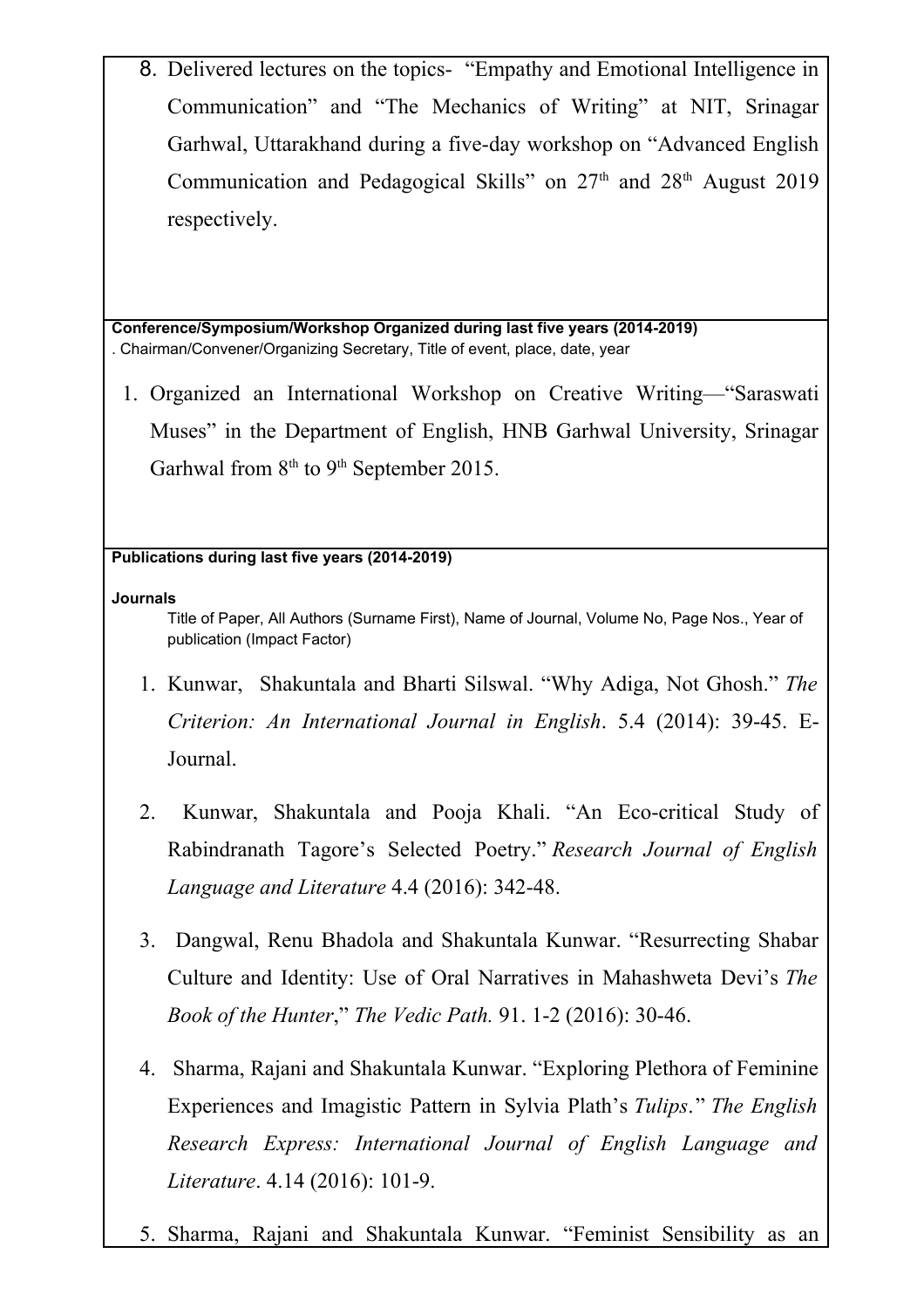8. Delivered lectures on the topics- "Empathy and Emotional Intelligence in Communication" and "The Mechanics of Writing" at NIT, Srinagar Garhwal, Uttarakhand during a five-day workshop on "Advanced English Communication and Pedagogical Skills" on 27th and 28th August 2019 respectively.

**Conference/Symposium/Workshop Organized during last five years (2014-2019)**

. Chairman/Convener/Organizing Secretary, Title of event, place, date, year

1. Organized an International Workshop on Creative Writing—"Saraswati Muses" in the Department of English, HNB Garhwal University, Srinagar Garhwal from 8th to 9th September 2015.

**Publications during last five years (2014-2019)**

**Journals**

Title of Paper, All Authors (Surname First), Name of Journal, Volume No, Page Nos., Year of publication (Impact Factor)

1. Kunwar, Shakuntala and Bharti Silswal. "Why Adiga, Not Ghosh." *The Criterion: An International Journal in English*. 5.4 (2014): 39-45. E-Journal.

2. Kunwar, Shakuntala and Pooja Khali. "An Eco-critical Study of Rabindranath Tagore's Selected Poetry." *Research Journal of English Language and Literature* 4.4 (2016): 342-48.

3. Dangwal, Renu Bhadola and Shakuntala Kunwar. "Resurrecting Shabar Culture and Identity: Use of Oral Narratives in Mahashweta Devi's *The Book of the Hunter*," *The Vedic Path.* 91. 1-2 (2016): 30-46.

4. Sharma, Rajani and Shakuntala Kunwar. "Exploring Plethora of Feminine Experiences and Imagistic Pattern in Sylvia Plath's *Tulips*." *The English Research Express: International Journal of English Language and Literature*. 4.14 (2016): 101-9.

5. Sharma, Rajani and Shakuntala Kunwar. "Feminist Sensibility as an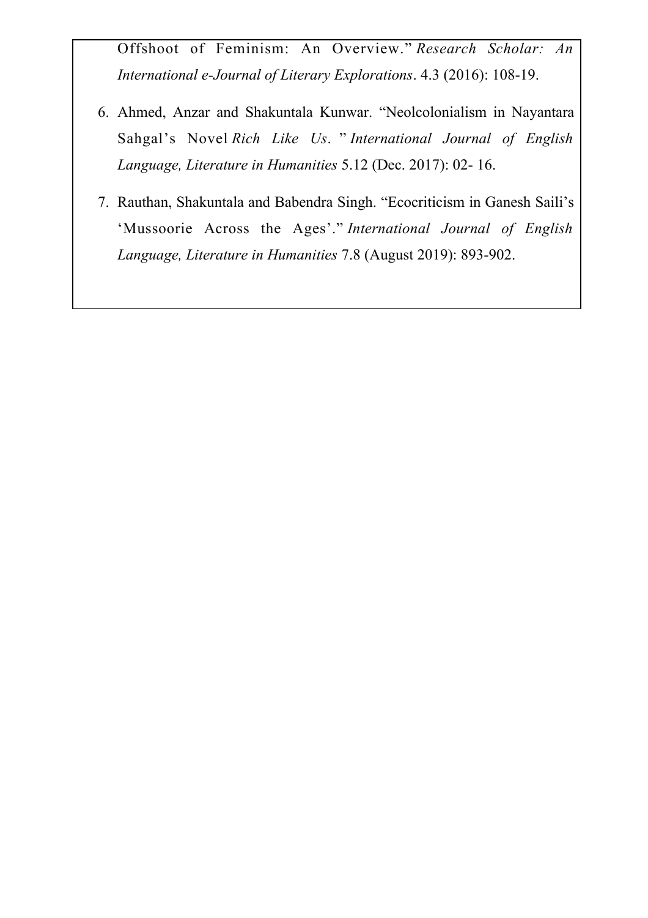Offshoot of Feminism: An Overview." *Research Scholar: An International e-Journal of Literary Explorations*. 4.3 (2016): 108-19.

6. Ahmed, Anzar and Shakuntala Kunwar. "Neolcolonialism in Nayantara Sahgal's Novel *Rich Like Us*. " *International Journal of English Language, Literature in Humanities* 5.12 (Dec. 2017): 02- 16.

7. Rauthan, Shakuntala and Babendra Singh. "Ecocriticism in Ganesh Saili's 'Mussoorie Across the Ages'." *International Journal of English Language, Literature in Humanities* 7.8 (August 2019): 893-902.